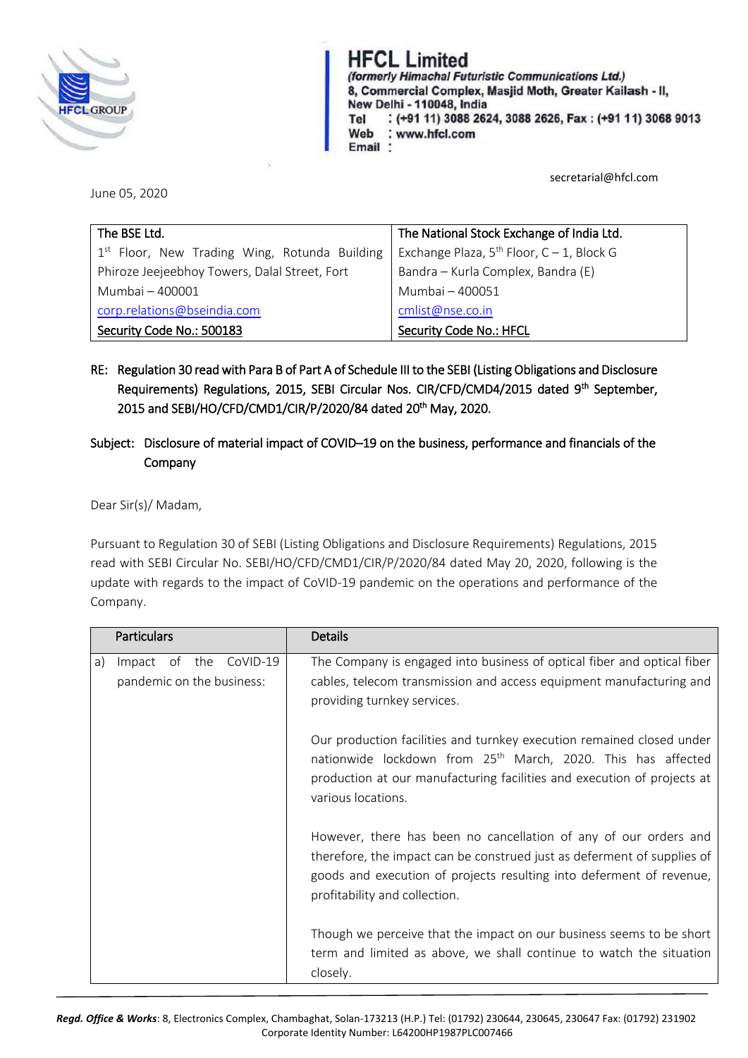**HFCL Limited**
*(formerly Himachal Futuristic Communications Ltd.)*
8, Commercial Complex, Masjid Moth, Greater Kailash - II,
New Delhi - 110048, India
Tel : (+91 11) 3088 2624, 3088 2626, Fax : (+91 11) 3068 9013
Web : www.hfcl.com
Email : secretarial@hfcl.com

June 05, 2020

| The BSE Ltd. | The National Stock Exchange of India Ltd. |
|---|---|
| 1st Floor, New Trading Wing, Rotunda Building | Exchange Plaza, 5th Floor, C – 1, Block G |
| Phiroze Jeejeebhoy Towers, Dalal Street, Fort | Bandra – Kurla Complex, Bandra (E) |
| Mumbai – 400001 | Mumbai – 400051 |
| corp.relations@bseindia.com | cmlist@nse.co.in |
| Security Code No.: 500183 | Security Code No.: HFCL |

RE: Regulation 30 read with Para B of Part A of Schedule III to the SEBI (Listing Obligations and Disclosure Requirements) Regulations, 2015, SEBI Circular Nos. CIR/CFD/CMD4/2015 dated 9th September, 2015 and SEBI/HO/CFD/CMD1/CIR/P/2020/84 dated 20th May, 2020.

Subject: Disclosure of material impact of COVID–19 on the business, performance and financials of the Company

Dear Sir(s)/ Madam,

Pursuant to Regulation 30 of SEBI (Listing Obligations and Disclosure Requirements) Regulations, 2015 read with SEBI Circular No. SEBI/HO/CFD/CMD1/CIR/P/2020/84 dated May 20, 2020, following is the update with regards to the impact of CoVID-19 pandemic on the operations and performance of the Company.

| Particulars | Details |
|---|---|
| a) Impact of the CoVID-19 pandemic on the business: | The Company is engaged into business of optical fiber and optical fiber cables, telecom transmission and access equipment manufacturing and providing turnkey services.<br><br>Our production facilities and turnkey execution remained closed under nationwide lockdown from 25th March, 2020. This has affected production at our manufacturing facilities and execution of projects at various locations.<br><br>However, there has been no cancellation of any of our orders and therefore, the impact can be construed just as deferment of supplies of goods and execution of projects resulting into deferment of revenue, profitability and collection.<br><br>Though we perceive that the impact on our business seems to be short term and limited as above, we shall continue to watch the situation closely. |

*Regd. Office & Works*: 8, Electronics Complex, Chambaghat, Solan-173213 (H.P.) Tel: (01792) 230644, 230645, 230647 Fax: (01792) 231902
Corporate Identity Number: L64200HP1987PLC007466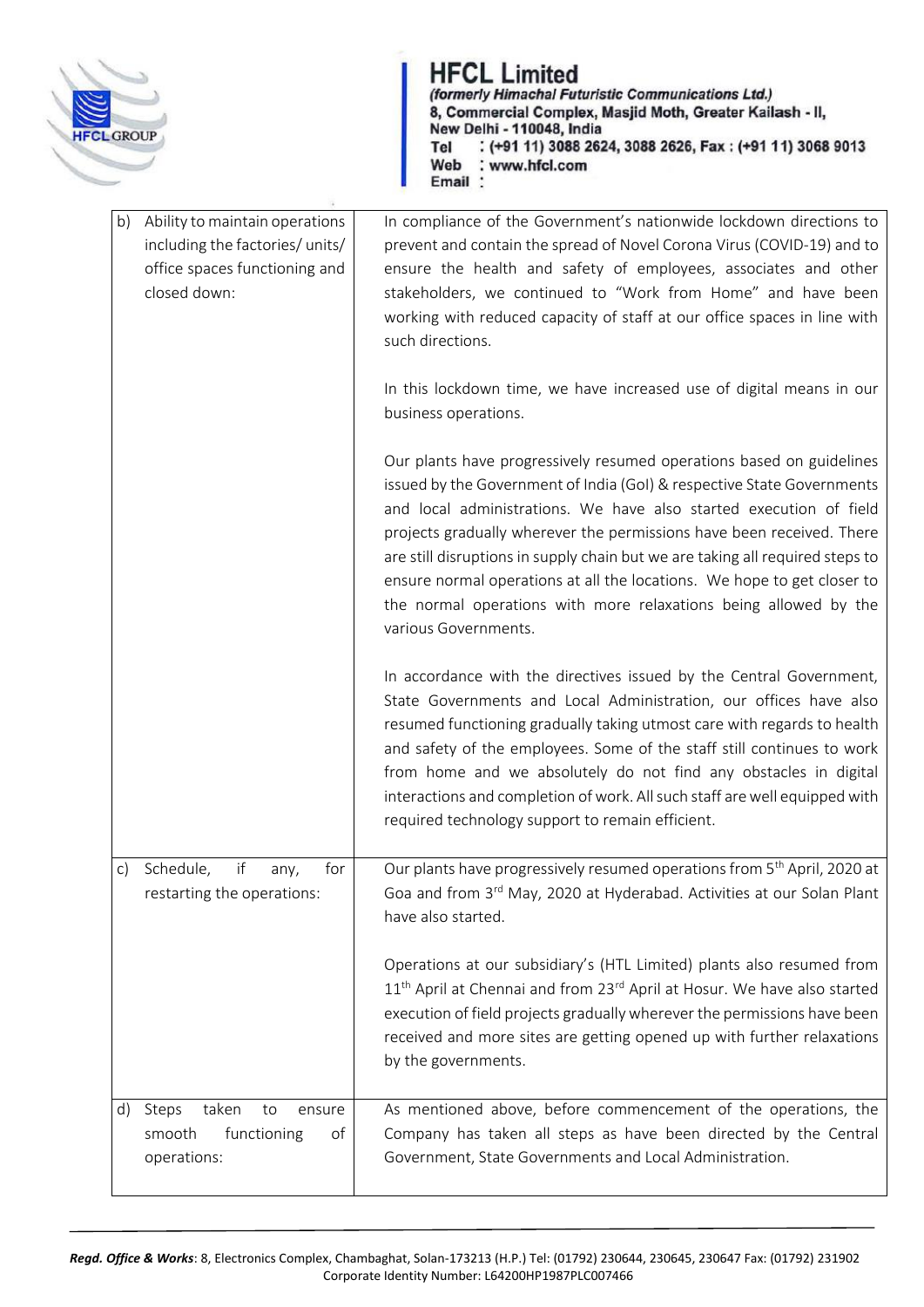| | |
|---|---|
| b) Ability to maintain operations including the factories/ units/ office spaces functioning and closed down: | In compliance of the Government's nationwide lockdown directions to prevent and contain the spread of Novel Corona Virus (COVID-19) and to ensure the health and safety of employees, associates and other stakeholders, we continued to "Work from Home" and have been working with reduced capacity of staff at our office spaces in line with such directions.<br><br>In this lockdown time, we have increased use of digital means in our business operations.<br><br>Our plants have progressively resumed operations based on guidelines issued by the Government of India (GoI) & respective State Governments and local administrations. We have also started execution of field projects gradually wherever the permissions have been received. There are still disruptions in supply chain but we are taking all required steps to ensure normal operations at all the locations. We hope to get closer to the normal operations with more relaxations being allowed by the various Governments.<br><br>In accordance with the directives issued by the Central Government, State Governments and Local Administration, our offices have also resumed functioning gradually taking utmost care with regards to health and safety of the employees. Some of the staff still continues to work from home and we absolutely do not find any obstacles in digital interactions and completion of work. All such staff are well equipped with required technology support to remain efficient. |
| c) Schedule, if any, for restarting the operations: | Our plants have progressively resumed operations from 5th April, 2020 at Goa and from 3rd May, 2020 at Hyderabad. Activities at our Solan Plant have also started.<br><br>Operations at our subsidiary's (HTL Limited) plants also resumed from 11th April at Chennai and from 23rd April at Hosur. We have also started execution of field projects gradually wherever the permissions have been received and more sites are getting opened up with further relaxations by the governments. |
| d) Steps taken to ensure smooth functioning of operations: | As mentioned above, before commencement of the operations, the Company has taken all steps as have been directed by the Central Government, State Governments and Local Administration. |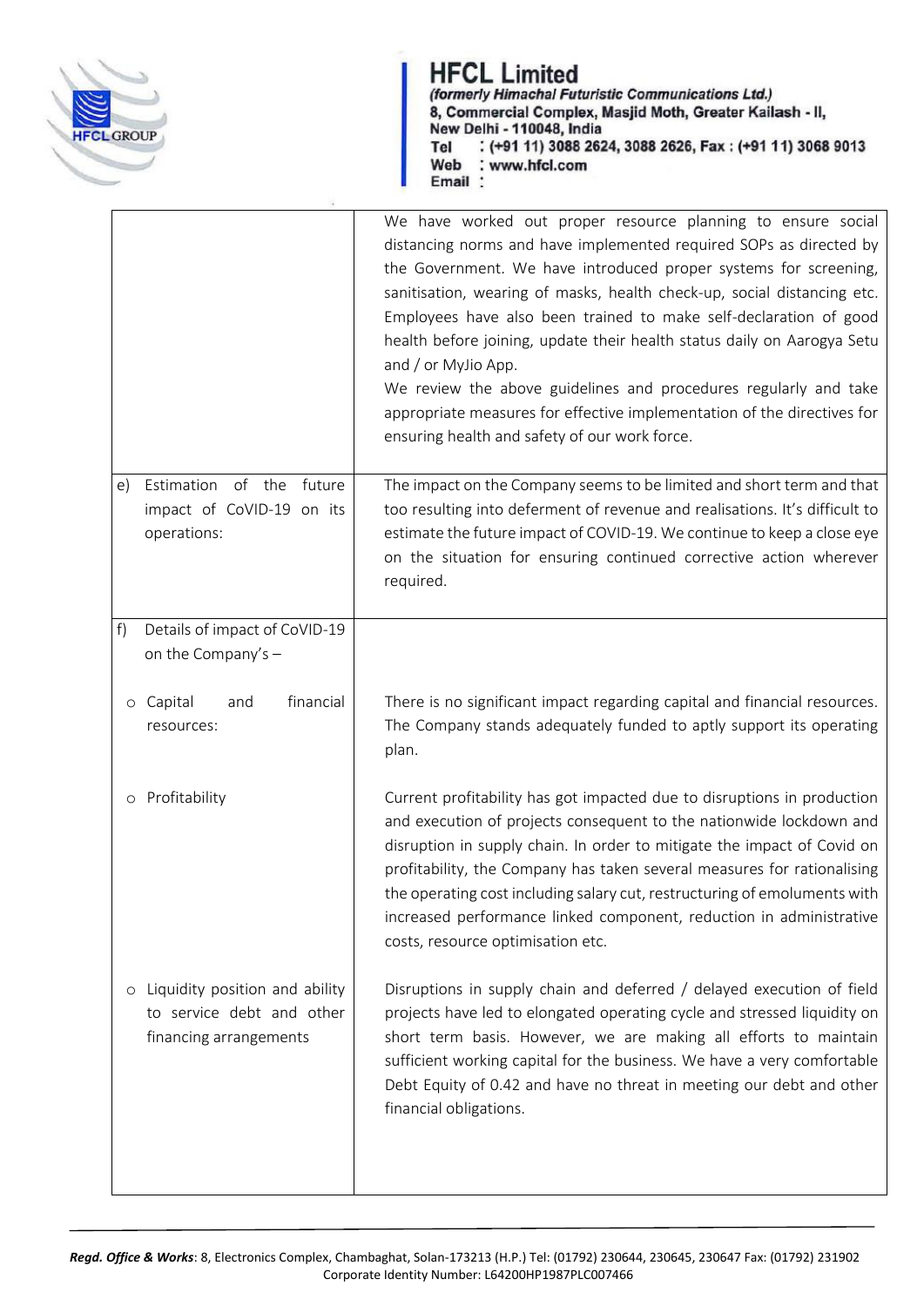| | |
|---|---|
| | We have worked out proper resource planning to ensure social distancing norms and have implemented required SOPs as directed by the Government. We have introduced proper systems for screening, sanitisation, wearing of masks, health check-up, social distancing etc. Employees have also been trained to make self-declaration of good health before joining, update their health status daily on Aarogya Setu and / or MyJio App.<br>We review the above guidelines and procedures regularly and take appropriate measures for effective implementation of the directives for ensuring health and safety of our work force. |
| e) Estimation of the future impact of CoVID-19 on its operations: | The impact on the Company seems to be limited and short term and that too resulting into deferment of revenue and realisations. It's difficult to estimate the future impact of COVID-19. We continue to keep a close eye on the situation for ensuring continued corrective action wherever required. |
| f) Details of impact of CoVID-19 on the Company's –<br><br>o Capital and financial resources: | <br><br><br>There is no significant impact regarding capital and financial resources. The Company stands adequately funded to aptly support its operating plan. |
| o Profitability | Current profitability has got impacted due to disruptions in production and execution of projects consequent to the nationwide lockdown and disruption in supply chain. In order to mitigate the impact of Covid on profitability, the Company has taken several measures for rationalising the operating cost including salary cut, restructuring of emoluments with increased performance linked component, reduction in administrative costs, resource optimisation etc. |
| o Liquidity position and ability to service debt and other financing arrangements | Disruptions in supply chain and deferred / delayed execution of field projects have led to elongated operating cycle and stressed liquidity on short term basis. However, we are making all efforts to maintain sufficient working capital for the business. We have a very comfortable Debt Equity of 0.42 and have no threat in meeting our debt and other financial obligations. |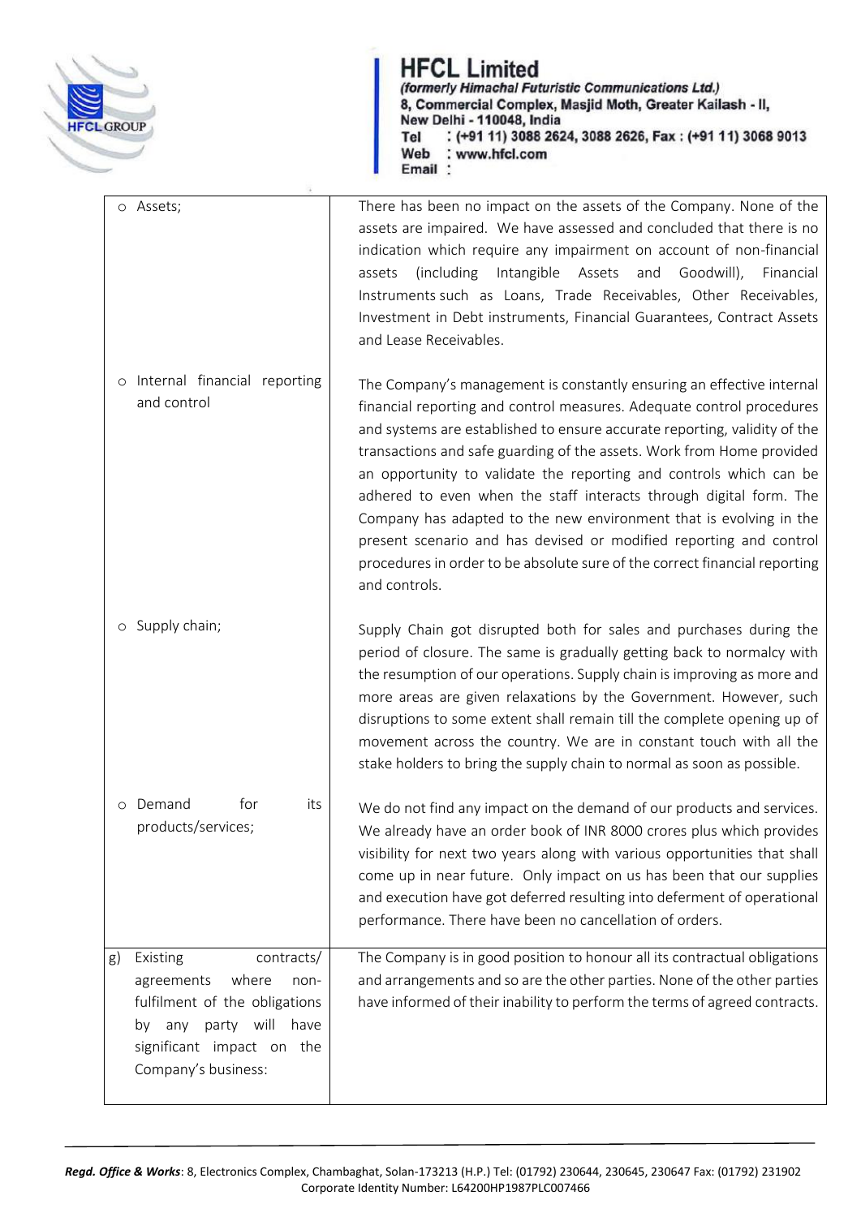| | |
|---|---|
| o Assets; | There has been no impact on the assets of the Company. None of the assets are impaired. We have assessed and concluded that there is no indication which require any impairment on account of non-financial assets (including Intangible Assets and Goodwill), Financial Instruments such as Loans, Trade Receivables, Other Receivables, Investment in Debt instruments, Financial Guarantees, Contract Assets and Lease Receivables. |
| o Internal financial reporting and control | The Company's management is constantly ensuring an effective internal financial reporting and control measures. Adequate control procedures and systems are established to ensure accurate reporting, validity of the transactions and safe guarding of the assets. Work from Home provided an opportunity to validate the reporting and controls which can be adhered to even when the staff interacts through digital form. The Company has adapted to the new environment that is evolving in the present scenario and has devised or modified reporting and control procedures in order to be absolute sure of the correct financial reporting and controls. |
| o Supply chain; | Supply Chain got disrupted both for sales and purchases during the period of closure. The same is gradually getting back to normalcy with the resumption of our operations. Supply chain is improving as more and more areas are given relaxations by the Government. However, such disruptions to some extent shall remain till the complete opening up of movement across the country. We are in constant touch with all the stake holders to bring the supply chain to normal as soon as possible. |
| o Demand for its products/services; | We do not find any impact on the demand of our products and services. We already have an order book of INR 8000 crores plus which provides visibility for next two years along with various opportunities that shall come up in near future. Only impact on us has been that our supplies and execution have got deferred resulting into deferment of operational performance. There have been no cancellation of orders. |
| g) Existing contracts/ agreements where non-fulfilment of the obligations by any party will have significant impact on the Company's business: | The Company is in good position to honour all its contractual obligations and arrangements and so are the other parties. None of the other parties have informed of their inability to perform the terms of agreed contracts. |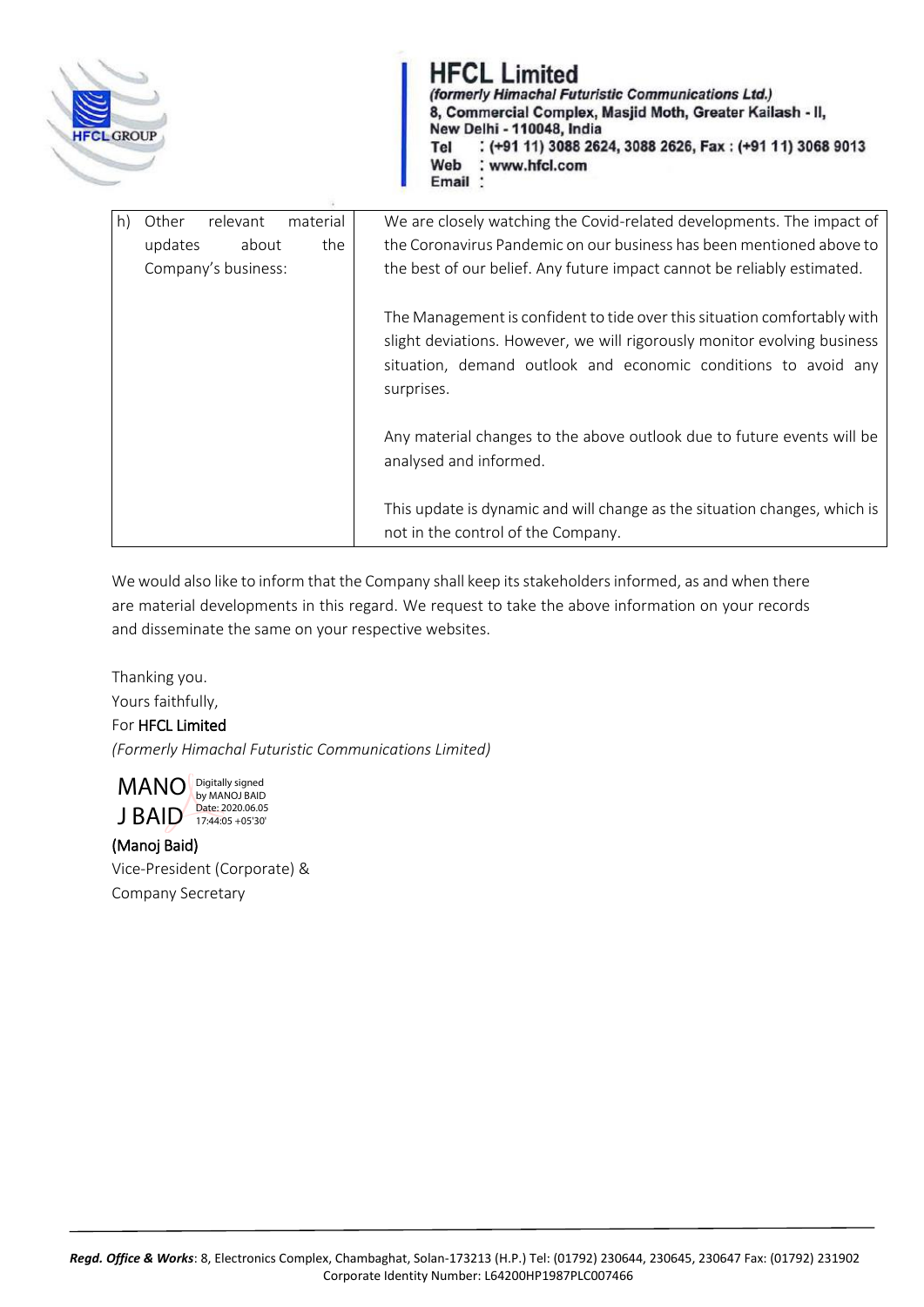**HFCL Limited**
*(formerly Himachal Futuristic Communications Ltd.)*
8, Commercial Complex, Masjid Moth, Greater Kailash - II,
New Delhi - 110048, India
Tel : (+91 11) 3088 2624, 3088 2626, Fax : (+91 11) 3068 9013
Web : www.hfcl.com
Email :

| | |
|---|---|
| h) Other relevant material updates about the Company's business: | We are closely watching the Covid-related developments. The impact of the Coronavirus Pandemic on our business has been mentioned above to the best of our belief. Any future impact cannot be reliably estimated.<br><br>The Management is confident to tide over this situation comfortably with slight deviations. However, we will rigorously monitor evolving business situation, demand outlook and economic conditions to avoid any surprises.<br><br>Any material changes to the above outlook due to future events will be analysed and informed.<br><br>This update is dynamic and will change as the situation changes, which is not in the control of the Company. |

We would also like to inform that the Company shall keep its stakeholders informed, as and when there are material developments in this regard. We request to take the above information on your records and disseminate the same on your respective websites.

Thanking you.
Yours faithfully,
For **HFCL Limited**
*(Formerly Himachal Futuristic Communications Limited)*

MANOJ BAID Digitally signed by MANOJ BAID Date: 2020.06.05 17:44:05 +05'30'

**(Manoj Baid)**
Vice-President (Corporate) &
Company Secretary

***Regd. Office & Works***: 8, Electronics Complex, Chambaghat, Solan-173213 (H.P.) Tel: (01792) 230644, 230645, 230647 Fax: (01792) 231902
Corporate Identity Number: L64200HP1987PLC007466